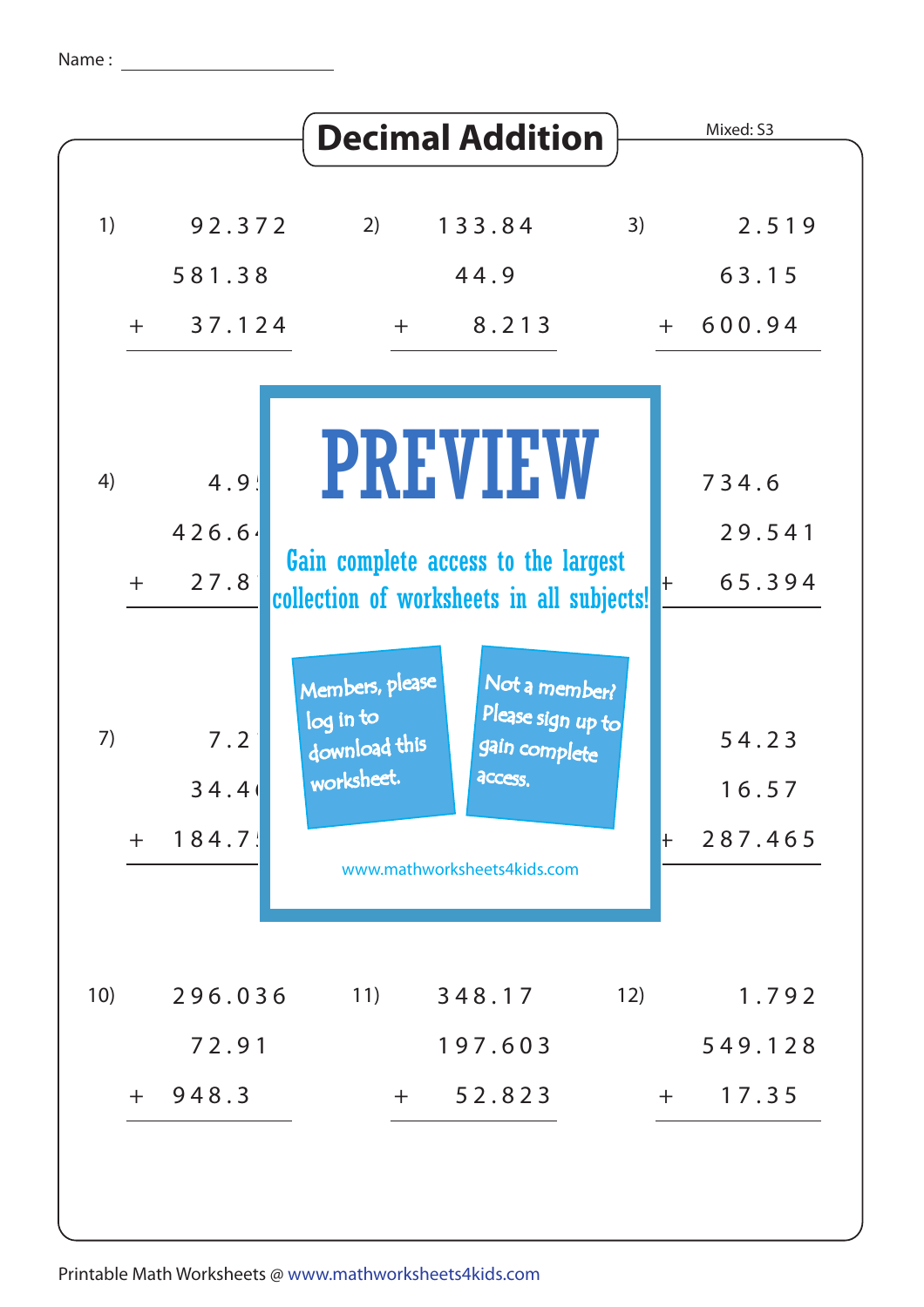Name : ____________________

# Decimal Addition

Mixed: S3

1)
```
   92.372
  581.38
+  37.124
```

2)
```
  133.84
   44.9
+   8.213
```

3)
```
    2.519
   63.15
+ 600.94
```

4)
```
    4.9
  426.6
+  27.8
```

6)
```
  734.6
   29.541
+  65.394
```

7)
```
    7.2
   34.4
+ 184.7
```

9)
```
   54.23
   16.57
+ 287.465
```

PREVIEW

Gain complete access to the largest collection of worksheets in all subjects!

Members, please log in to download this worksheet.

Not a member? Please sign up to gain complete access.

www.mathworksheets4kids.com

10)
```
  296.036
   72.91
+ 948.3
```

11)
```
  348.17
  197.603
+  52.823
```

12)
```
    1.792
  549.128
+  17.35
```

Printable Math Worksheets @ www.mathworksheets4kids.com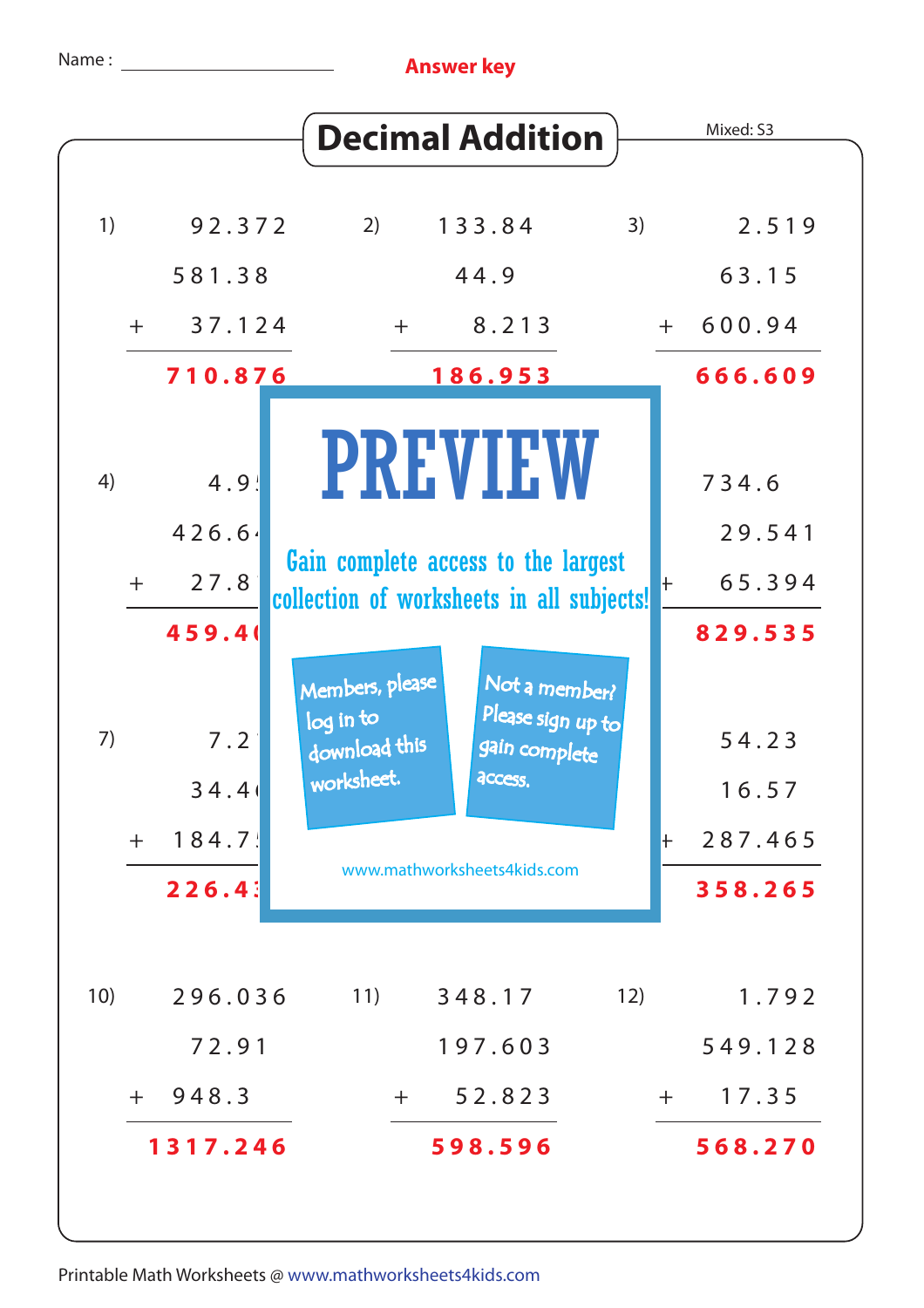Name : ____________________ **Answer key**

# Decimal Addition

Mixed: S3

1)
$$\begin{array}{r} 92.372 \\ 581.38 \\ +\ 37.124 \\ \hline 710.876 \end{array}$$

2)
$$\begin{array}{r} 133.84 \\ 44.9 \\ +\ 8.213 \\ \hline 186.953 \end{array}$$

3)
$$\begin{array}{r} 2.519 \\ 63.15 \\ +\ 600.94 \\ \hline 666.609 \end{array}$$

4)
$$\begin{array}{r} 4.9 \\ 426.6 \\ +\ 27.8 \\ \hline 459.4 \end{array}$$

6)
$$\begin{array}{r} 734.6 \\ 29.541 \\ +\ 65.394 \\ \hline 829.535 \end{array}$$

7)
$$\begin{array}{r} 7.2 \\ 34.4 \\ +\ 184.7 \\ \hline 226.4 \end{array}$$

9)
$$\begin{array}{r} 54.23 \\ 16.57 \\ +\ 287.465 \\ \hline 358.265 \end{array}$$

10)
$$\begin{array}{r} 296.036 \\ 72.91 \\ +\ 948.3 \\ \hline 1317.246 \end{array}$$

11)
$$\begin{array}{r} 348.17 \\ 197.603 \\ +\ 52.823 \\ \hline 598.596 \end{array}$$

12)
$$\begin{array}{r} 1.792 \\ 549.128 \\ +\ 17.35 \\ \hline 568.270 \end{array}$$

**PREVIEW**

Gain complete access to the largest collection of worksheets in all subjects!

Members, please log in to download this worksheet.

Not a member? Please sign up to gain complete access.

www.mathworksheets4kids.com

Printable Math Worksheets @ www.mathworksheets4kids.com